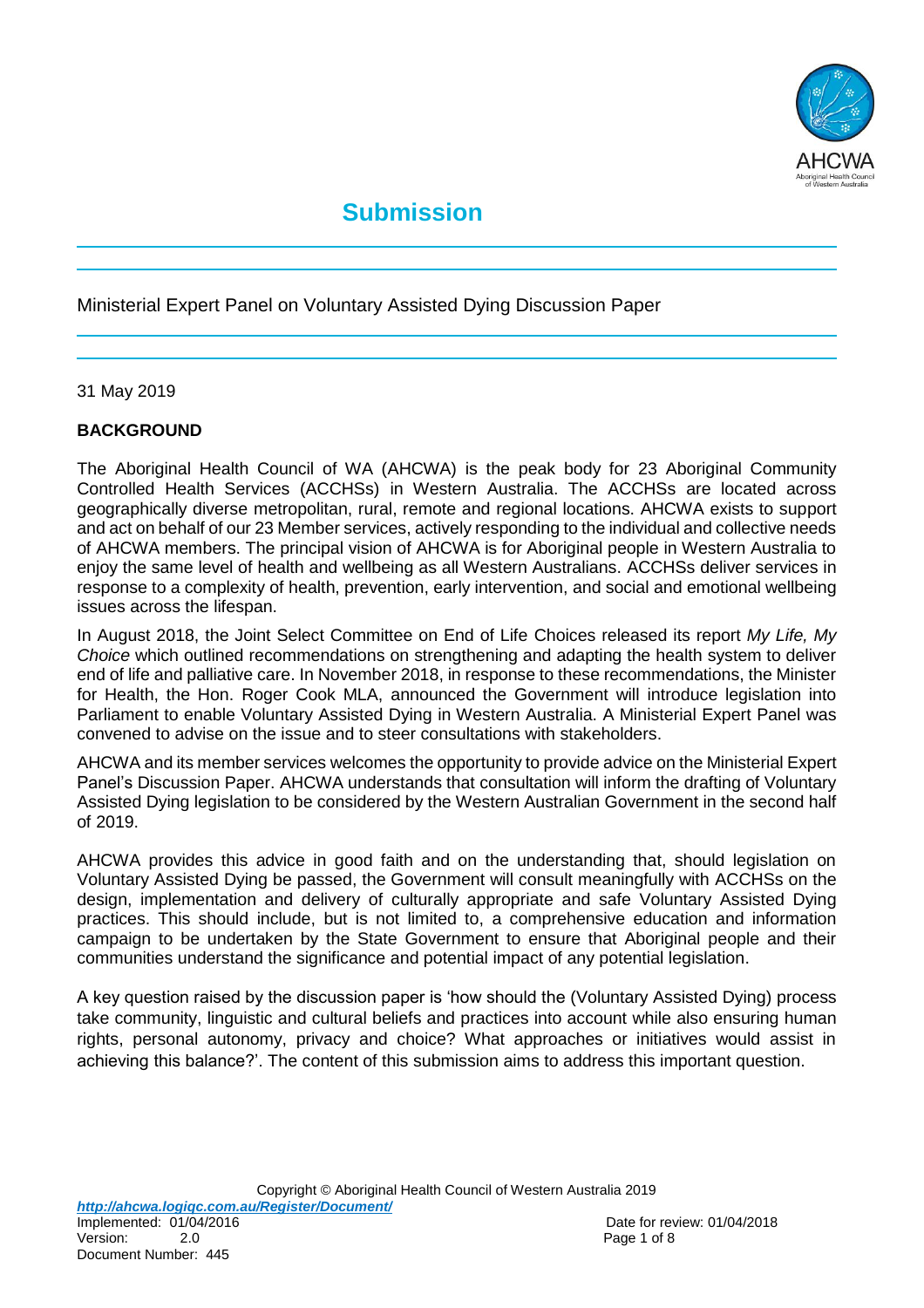# Submission

Ministerial Expert Panel on Voluntary Assisted Dying Discussion Paper

31 May 2019

## BACKGROUND

The Aboriginal Health Council of WA (AHCWA) is the peak body for 23 Aboriginal Community Controlled Health Services (ACCHSs) in Western Australia. The ACCHSs are located across geographically diverse metropolitan, rural, remote and regional locations. AHCWA exists to support and act on behalf of our 23 Member services, actively responding to the individual and collective needs of AHCWA members. The principal vision of AHCWA is for Aboriginal people in Western Australia to enjoy the same level of health and wellbeing as all Western Australians. ACCHSs deliver services in response to a complexity of health, prevention, early intervention, and social and emotional wellbeing issues across the lifespan.

In August 2018, the Joint Select Committee on End of Life Choices released its report *My Life, My Choice* which outlined recommendations on strengthening and adapting the health system to deliver end of life and palliative care. In November 2018, in response to these recommendations, the Minister for Health, the Hon. Roger Cook MLA, announced the Government will introduce legislation into Parliament to enable Voluntary Assisted Dying in Western Australia. A Ministerial Expert Panel was convened to advise on the issue and to steer consultations with stakeholders.

AHCWA and its member services welcomes the opportunity to provide advice on the Ministerial Expert Panel's Discussion Paper. AHCWA understands that consultation will inform the drafting of Voluntary Assisted Dying legislation to be considered by the Western Australian Government in the second half of 2019.

AHCWA provides this advice in good faith and on the understanding that, should legislation on Voluntary Assisted Dying be passed, the Government will consult meaningfully with ACCHSs on the design, implementation and delivery of culturally appropriate and safe Voluntary Assisted Dying practices. This should include, but is not limited to, a comprehensive education and information campaign to be undertaken by the State Government to ensure that Aboriginal people and their communities understand the significance and potential impact of any potential legislation.

A key question raised by the discussion paper is 'how should the (Voluntary Assisted Dying) process take community, linguistic and cultural beliefs and practices into account while also ensuring human rights, personal autonomy, privacy and choice? What approaches or initiatives would assist in achieving this balance?'. The content of this submission aims to address this important question.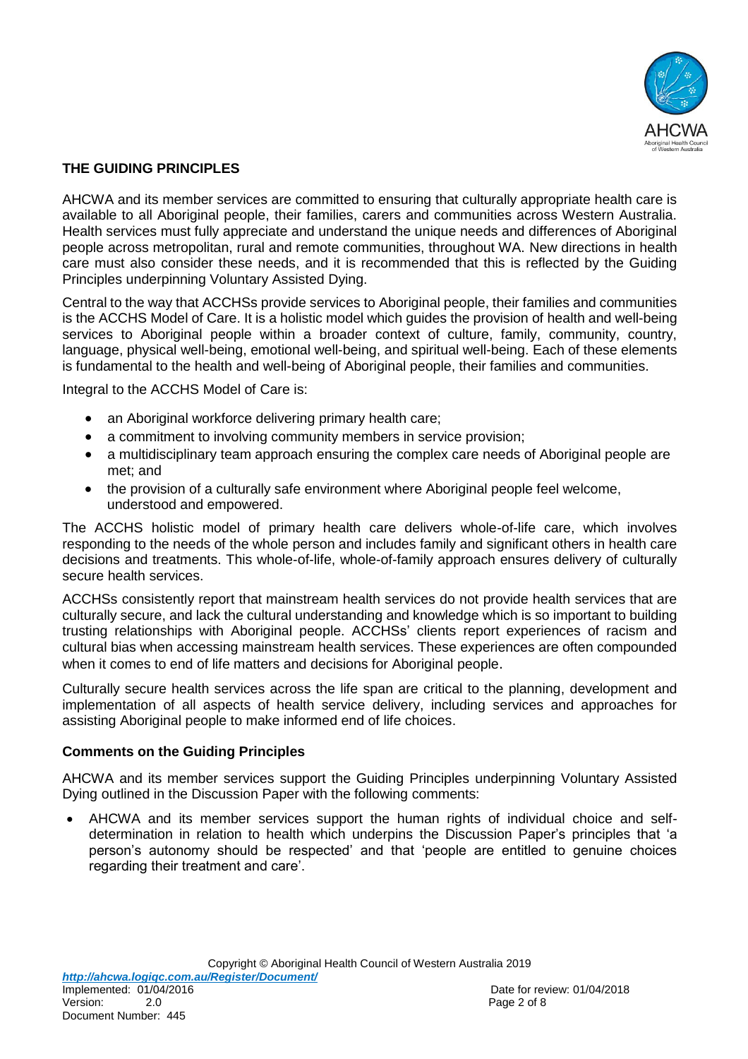## THE GUIDING PRINCIPLES

AHCWA and its member services are committed to ensuring that culturally appropriate health care is available to all Aboriginal people, their families, carers and communities across Western Australia. Health services must fully appreciate and understand the unique needs and differences of Aboriginal people across metropolitan, rural and remote communities, throughout WA. New directions in health care must also consider these needs, and it is recommended that this is reflected by the Guiding Principles underpinning Voluntary Assisted Dying.

Central to the way that ACCHSs provide services to Aboriginal people, their families and communities is the ACCHS Model of Care. It is a holistic model which guides the provision of health and well-being services to Aboriginal people within a broader context of culture, family, community, country, language, physical well-being, emotional well-being, and spiritual well-being. Each of these elements is fundamental to the health and well-being of Aboriginal people, their families and communities.

Integral to the ACCHS Model of Care is:

- an Aboriginal workforce delivering primary health care;
- a commitment to involving community members in service provision;
- a multidisciplinary team approach ensuring the complex care needs of Aboriginal people are met; and
- the provision of a culturally safe environment where Aboriginal people feel welcome, understood and empowered.

The ACCHS holistic model of primary health care delivers whole-of-life care, which involves responding to the needs of the whole person and includes family and significant others in health care decisions and treatments. This whole-of-life, whole-of-family approach ensures delivery of culturally secure health services.

ACCHSs consistently report that mainstream health services do not provide health services that are culturally secure, and lack the cultural understanding and knowledge which is so important to building trusting relationships with Aboriginal people. ACCHSs' clients report experiences of racism and cultural bias when accessing mainstream health services. These experiences are often compounded when it comes to end of life matters and decisions for Aboriginal people.

Culturally secure health services across the life span are critical to the planning, development and implementation of all aspects of health service delivery, including services and approaches for assisting Aboriginal people to make informed end of life choices.

### Comments on the Guiding Principles

AHCWA and its member services support the Guiding Principles underpinning Voluntary Assisted Dying outlined in the Discussion Paper with the following comments:

- AHCWA and its member services support the human rights of individual choice and self-determination in relation to health which underpins the Discussion Paper's principles that 'a person's autonomy should be respected' and that 'people are entitled to genuine choices regarding their treatment and care'.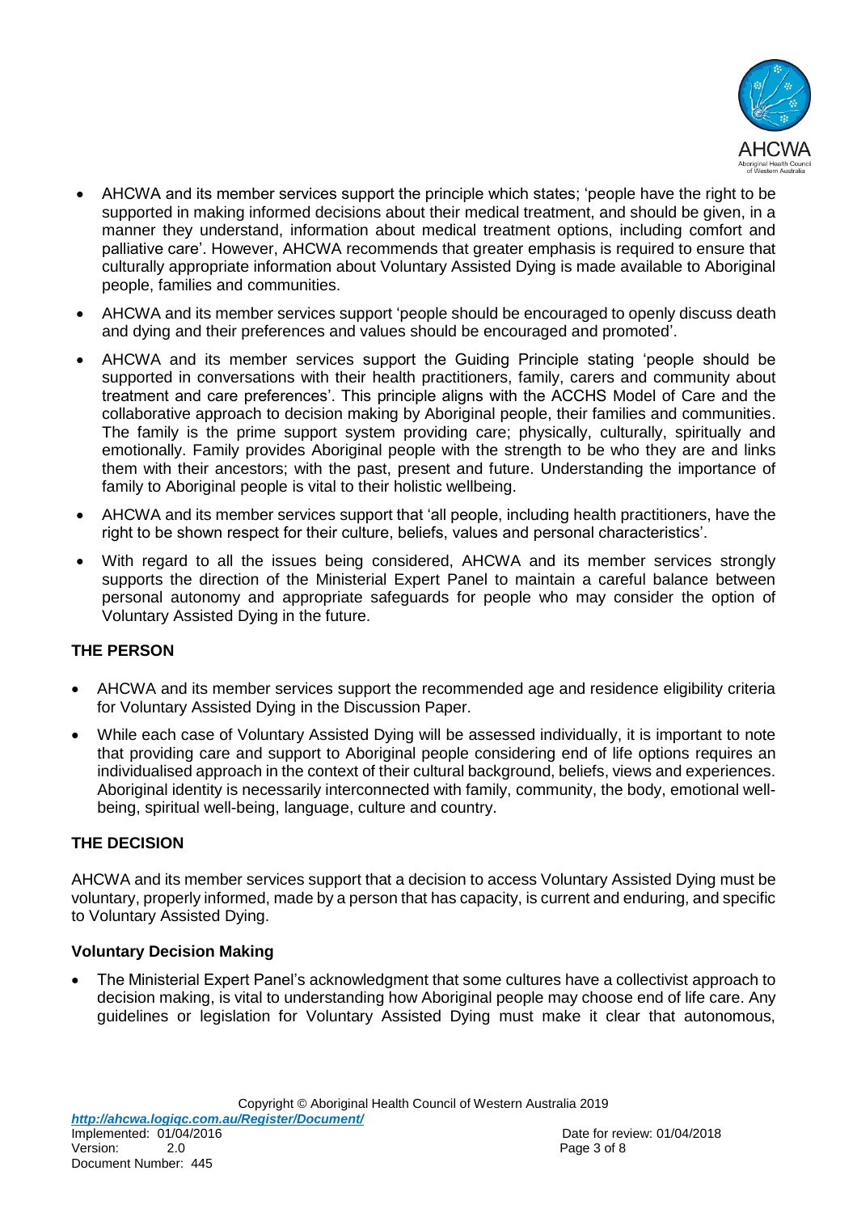- AHCWA and its member services support the principle which states; 'people have the right to be supported in making informed decisions about their medical treatment, and should be given, in a manner they understand, information about medical treatment options, including comfort and palliative care'. However, AHCWA recommends that greater emphasis is required to ensure that culturally appropriate information about Voluntary Assisted Dying is made available to Aboriginal people, families and communities.
- AHCWA and its member services support 'people should be encouraged to openly discuss death and dying and their preferences and values should be encouraged and promoted'.
- AHCWA and its member services support the Guiding Principle stating 'people should be supported in conversations with their health practitioners, family, carers and community about treatment and care preferences'. This principle aligns with the ACCHS Model of Care and the collaborative approach to decision making by Aboriginal people, their families and communities. The family is the prime support system providing care; physically, culturally, spiritually and emotionally. Family provides Aboriginal people with the strength to be who they are and links them with their ancestors; with the past, present and future. Understanding the importance of family to Aboriginal people is vital to their holistic wellbeing.
- AHCWA and its member services support that 'all people, including health practitioners, have the right to be shown respect for their culture, beliefs, values and personal characteristics'.
- With regard to all the issues being considered, AHCWA and its member services strongly supports the direction of the Ministerial Expert Panel to maintain a careful balance between personal autonomy and appropriate safeguards for people who may consider the option of Voluntary Assisted Dying in the future.

## THE PERSON

- AHCWA and its member services support the recommended age and residence eligibility criteria for Voluntary Assisted Dying in the Discussion Paper.
- While each case of Voluntary Assisted Dying will be assessed individually, it is important to note that providing care and support to Aboriginal people considering end of life options requires an individualised approach in the context of their cultural background, beliefs, views and experiences. Aboriginal identity is necessarily interconnected with family, community, the body, emotional well-being, spiritual well-being, language, culture and country.

## THE DECISION

AHCWA and its member services support that a decision to access Voluntary Assisted Dying must be voluntary, properly informed, made by a person that has capacity, is current and enduring, and specific to Voluntary Assisted Dying.

### Voluntary Decision Making

- The Ministerial Expert Panel's acknowledgment that some cultures have a collectivist approach to decision making, is vital to understanding how Aboriginal people may choose end of life care. Any guidelines or legislation for Voluntary Assisted Dying must make it clear that autonomous,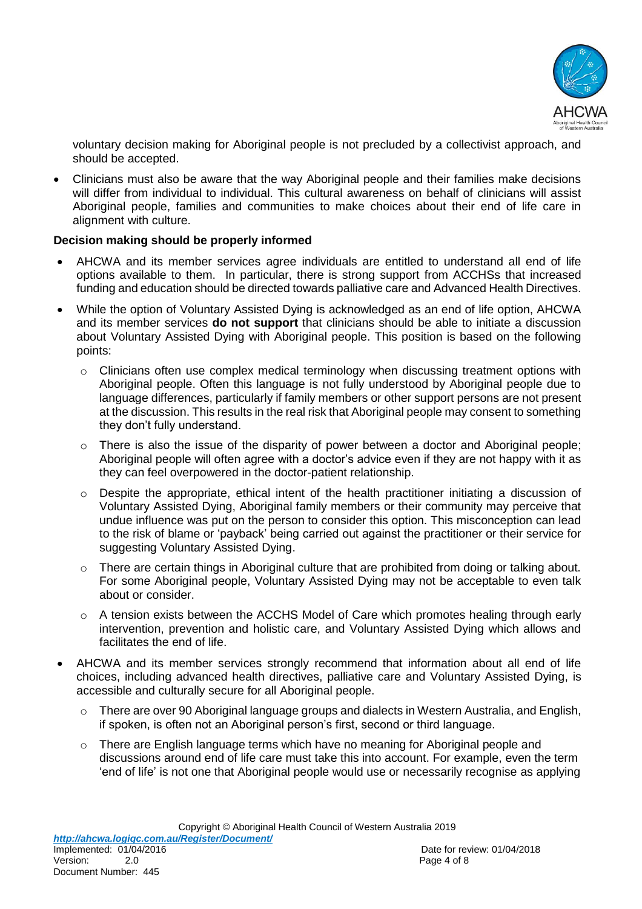voluntary decision making for Aboriginal people is not precluded by a collectivist approach, and should be accepted.

- Clinicians must also be aware that the way Aboriginal people and their families make decisions will differ from individual to individual. This cultural awareness on behalf of clinicians will assist Aboriginal people, families and communities to make choices about their end of life care in alignment with culture.

**Decision making should be properly informed**

- AHCWA and its member services agree individuals are entitled to understand all end of life options available to them. In particular, there is strong support from ACCHSs that increased funding and education should be directed towards palliative care and Advanced Health Directives.
- While the option of Voluntary Assisted Dying is acknowledged as an end of life option, AHCWA and its member services **do not support** that clinicians should be able to initiate a discussion about Voluntary Assisted Dying with Aboriginal people. This position is based on the following points:
  - Clinicians often use complex medical terminology when discussing treatment options with Aboriginal people. Often this language is not fully understood by Aboriginal people due to language differences, particularly if family members or other support persons are not present at the discussion. This results in the real risk that Aboriginal people may consent to something they don't fully understand.
  - There is also the issue of the disparity of power between a doctor and Aboriginal people; Aboriginal people will often agree with a doctor's advice even if they are not happy with it as they can feel overpowered in the doctor-patient relationship.
  - Despite the appropriate, ethical intent of the health practitioner initiating a discussion of Voluntary Assisted Dying, Aboriginal family members or their community may perceive that undue influence was put on the person to consider this option. This misconception can lead to the risk of blame or 'payback' being carried out against the practitioner or their service for suggesting Voluntary Assisted Dying.
  - There are certain things in Aboriginal culture that are prohibited from doing or talking about. For some Aboriginal people, Voluntary Assisted Dying may not be acceptable to even talk about or consider.
  - A tension exists between the ACCHS Model of Care which promotes healing through early intervention, prevention and holistic care, and Voluntary Assisted Dying which allows and facilitates the end of life.
- AHCWA and its member services strongly recommend that information about all end of life choices, including advanced health directives, palliative care and Voluntary Assisted Dying, is accessible and culturally secure for all Aboriginal people.
  - There are over 90 Aboriginal language groups and dialects in Western Australia, and English, if spoken, is often not an Aboriginal person's first, second or third language.
  - There are English language terms which have no meaning for Aboriginal people and discussions around end of life care must take this into account. For example, even the term 'end of life' is not one that Aboriginal people would use or necessarily recognise as applying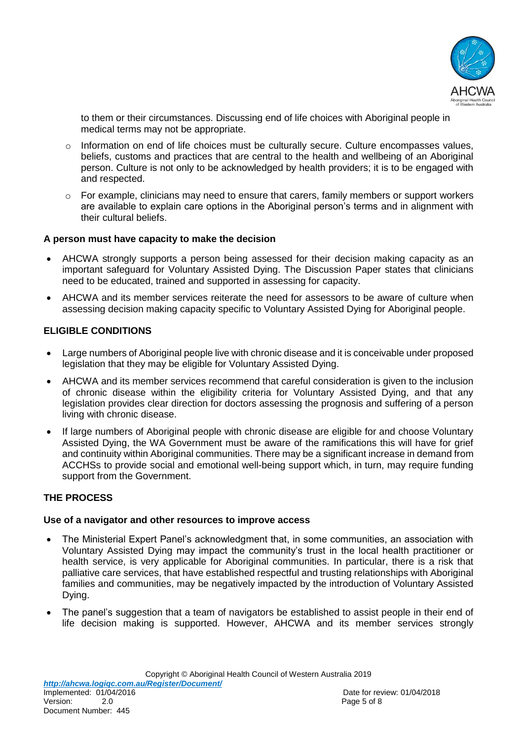to them or their circumstances. Discussing end of life choices with Aboriginal people in medical terms may not be appropriate.

- Information on end of life choices must be culturally secure. Culture encompasses values, beliefs, customs and practices that are central to the health and wellbeing of an Aboriginal person. Culture is not only to be acknowledged by health providers; it is to be engaged with and respected.
- For example, clinicians may need to ensure that carers, family members or support workers are available to explain care options in the Aboriginal person's terms and in alignment with their cultural beliefs.

**A person must have capacity to make the decision**

- AHCWA strongly supports a person being assessed for their decision making capacity as an important safeguard for Voluntary Assisted Dying. The Discussion Paper states that clinicians need to be educated, trained and supported in assessing for capacity.
- AHCWA and its member services reiterate the need for assessors to be aware of culture when assessing decision making capacity specific to Voluntary Assisted Dying for Aboriginal people.

**ELIGIBLE CONDITIONS**

- Large numbers of Aboriginal people live with chronic disease and it is conceivable under proposed legislation that they may be eligible for Voluntary Assisted Dying.
- AHCWA and its member services recommend that careful consideration is given to the inclusion of chronic disease within the eligibility criteria for Voluntary Assisted Dying, and that any legislation provides clear direction for doctors assessing the prognosis and suffering of a person living with chronic disease.
- If large numbers of Aboriginal people with chronic disease are eligible for and choose Voluntary Assisted Dying, the WA Government must be aware of the ramifications this will have for grief and continuity within Aboriginal communities. There may be a significant increase in demand from ACCHSs to provide social and emotional well-being support which, in turn, may require funding support from the Government.

**THE PROCESS**

**Use of a navigator and other resources to improve access**

- The Ministerial Expert Panel's acknowledgment that, in some communities, an association with Voluntary Assisted Dying may impact the community's trust in the local health practitioner or health service, is very applicable for Aboriginal communities. In particular, there is a risk that palliative care services, that have established respectful and trusting relationships with Aboriginal families and communities, may be negatively impacted by the introduction of Voluntary Assisted Dying.
- The panel's suggestion that a team of navigators be established to assist people in their end of life decision making is supported. However, AHCWA and its member services strongly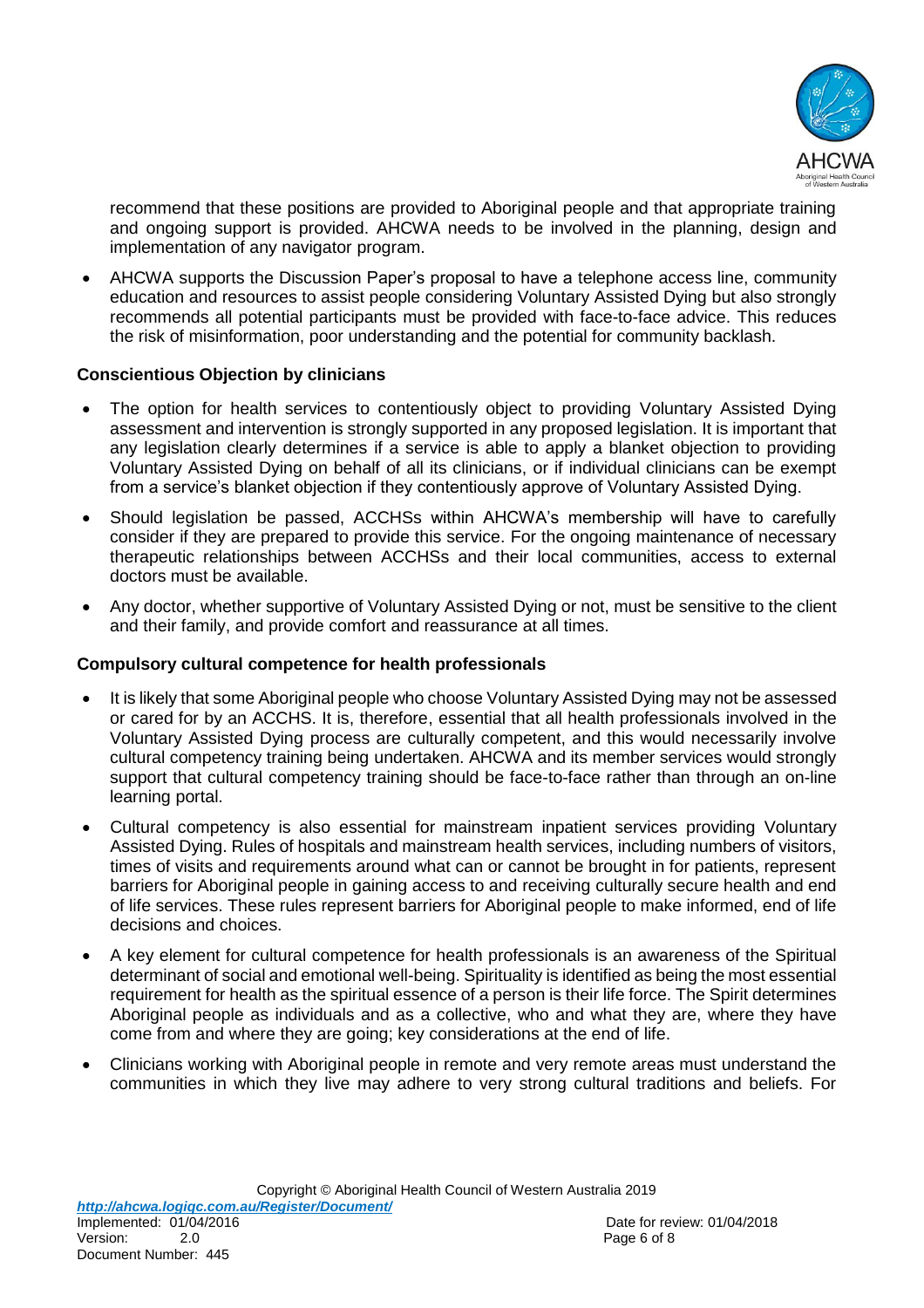recommend that these positions are provided to Aboriginal people and that appropriate training and ongoing support is provided. AHCWA needs to be involved in the planning, design and implementation of any navigator program.

- AHCWA supports the Discussion Paper's proposal to have a telephone access line, community education and resources to assist people considering Voluntary Assisted Dying but also strongly recommends all potential participants must be provided with face-to-face advice. This reduces the risk of misinformation, poor understanding and the potential for community backlash.

**Conscientious Objection by clinicians**

- The option for health services to contentiously object to providing Voluntary Assisted Dying assessment and intervention is strongly supported in any proposed legislation. It is important that any legislation clearly determines if a service is able to apply a blanket objection to providing Voluntary Assisted Dying on behalf of all its clinicians, or if individual clinicians can be exempt from a service's blanket objection if they contentiously approve of Voluntary Assisted Dying.
- Should legislation be passed, ACCHSs within AHCWA's membership will have to carefully consider if they are prepared to provide this service. For the ongoing maintenance of necessary therapeutic relationships between ACCHSs and their local communities, access to external doctors must be available.
- Any doctor, whether supportive of Voluntary Assisted Dying or not, must be sensitive to the client and their family, and provide comfort and reassurance at all times.

**Compulsory cultural competence for health professionals**

- It is likely that some Aboriginal people who choose Voluntary Assisted Dying may not be assessed or cared for by an ACCHS. It is, therefore, essential that all health professionals involved in the Voluntary Assisted Dying process are culturally competent, and this would necessarily involve cultural competency training being undertaken. AHCWA and its member services would strongly support that cultural competency training should be face-to-face rather than through an on-line learning portal.
- Cultural competency is also essential for mainstream inpatient services providing Voluntary Assisted Dying. Rules of hospitals and mainstream health services, including numbers of visitors, times of visits and requirements around what can or cannot be brought in for patients, represent barriers for Aboriginal people in gaining access to and receiving culturally secure health and end of life services. These rules represent barriers for Aboriginal people to make informed, end of life decisions and choices.
- A key element for cultural competence for health professionals is an awareness of the Spiritual determinant of social and emotional well-being. Spirituality is identified as being the most essential requirement for health as the spiritual essence of a person is their life force. The Spirit determines Aboriginal people as individuals and as a collective, who and what they are, where they have come from and where they are going; key considerations at the end of life.
- Clinicians working with Aboriginal people in remote and very remote areas must understand the communities in which they live may adhere to very strong cultural traditions and beliefs. For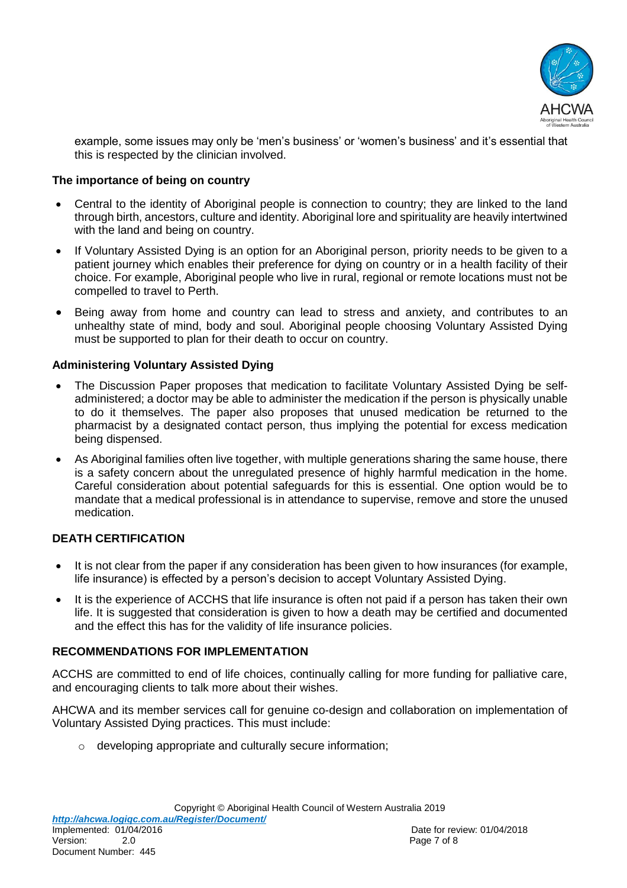example, some issues may only be 'men's business' or 'women's business' and it's essential that this is respected by the clinician involved.

**The importance of being on country**

- Central to the identity of Aboriginal people is connection to country; they are linked to the land through birth, ancestors, culture and identity. Aboriginal lore and spirituality are heavily intertwined with the land and being on country.
- If Voluntary Assisted Dying is an option for an Aboriginal person, priority needs to be given to a patient journey which enables their preference for dying on country or in a health facility of their choice. For example, Aboriginal people who live in rural, regional or remote locations must not be compelled to travel to Perth.
- Being away from home and country can lead to stress and anxiety, and contributes to an unhealthy state of mind, body and soul. Aboriginal people choosing Voluntary Assisted Dying must be supported to plan for their death to occur on country.

**Administering Voluntary Assisted Dying**

- The Discussion Paper proposes that medication to facilitate Voluntary Assisted Dying be self-administered; a doctor may be able to administer the medication if the person is physically unable to do it themselves. The paper also proposes that unused medication be returned to the pharmacist by a designated contact person, thus implying the potential for excess medication being dispensed.
- As Aboriginal families often live together, with multiple generations sharing the same house, there is a safety concern about the unregulated presence of highly harmful medication in the home. Careful consideration about potential safeguards for this is essential. One option would be to mandate that a medical professional is in attendance to supervise, remove and store the unused medication.

**DEATH CERTIFICATION**

- It is not clear from the paper if any consideration has been given to how insurances (for example, life insurance) is effected by a person's decision to accept Voluntary Assisted Dying.
- It is the experience of ACCHS that life insurance is often not paid if a person has taken their own life. It is suggested that consideration is given to how a death may be certified and documented and the effect this has for the validity of life insurance policies.

**RECOMMENDATIONS FOR IMPLEMENTATION**

ACCHS are committed to end of life choices, continually calling for more funding for palliative care, and encouraging clients to talk more about their wishes.

AHCWA and its member services call for genuine co-design and collaboration on implementation of Voluntary Assisted Dying practices. This must include:

- developing appropriate and culturally secure information;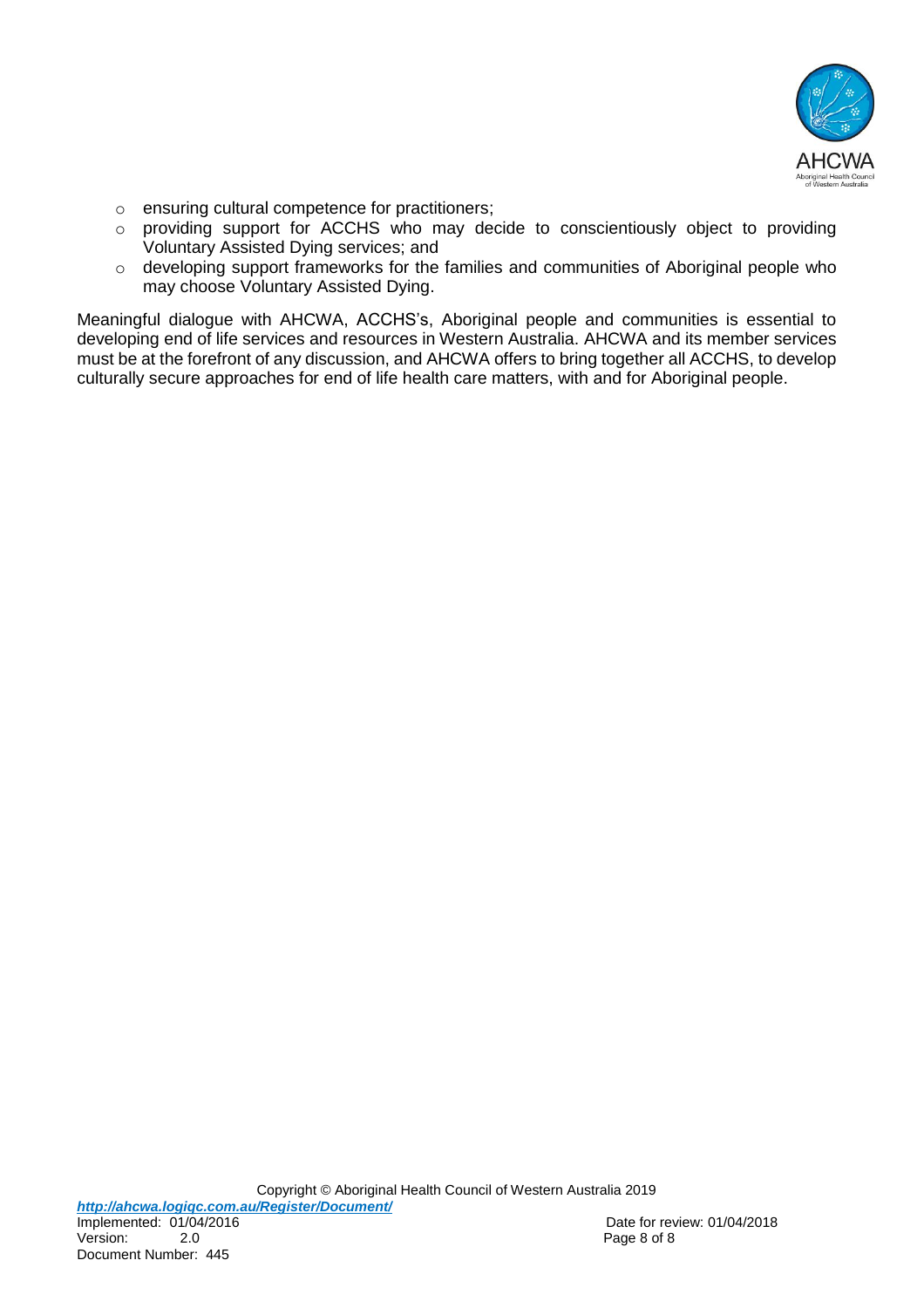- ensuring cultural competence for practitioners;
- providing support for ACCHS who may decide to conscientiously object to providing Voluntary Assisted Dying services; and
- developing support frameworks for the families and communities of Aboriginal people who may choose Voluntary Assisted Dying.

Meaningful dialogue with AHCWA, ACCHS's, Aboriginal people and communities is essential to developing end of life services and resources in Western Australia. AHCWA and its member services must be at the forefront of any discussion, and AHCWA offers to bring together all ACCHS, to develop culturally secure approaches for end of life health care matters, with and for Aboriginal people.